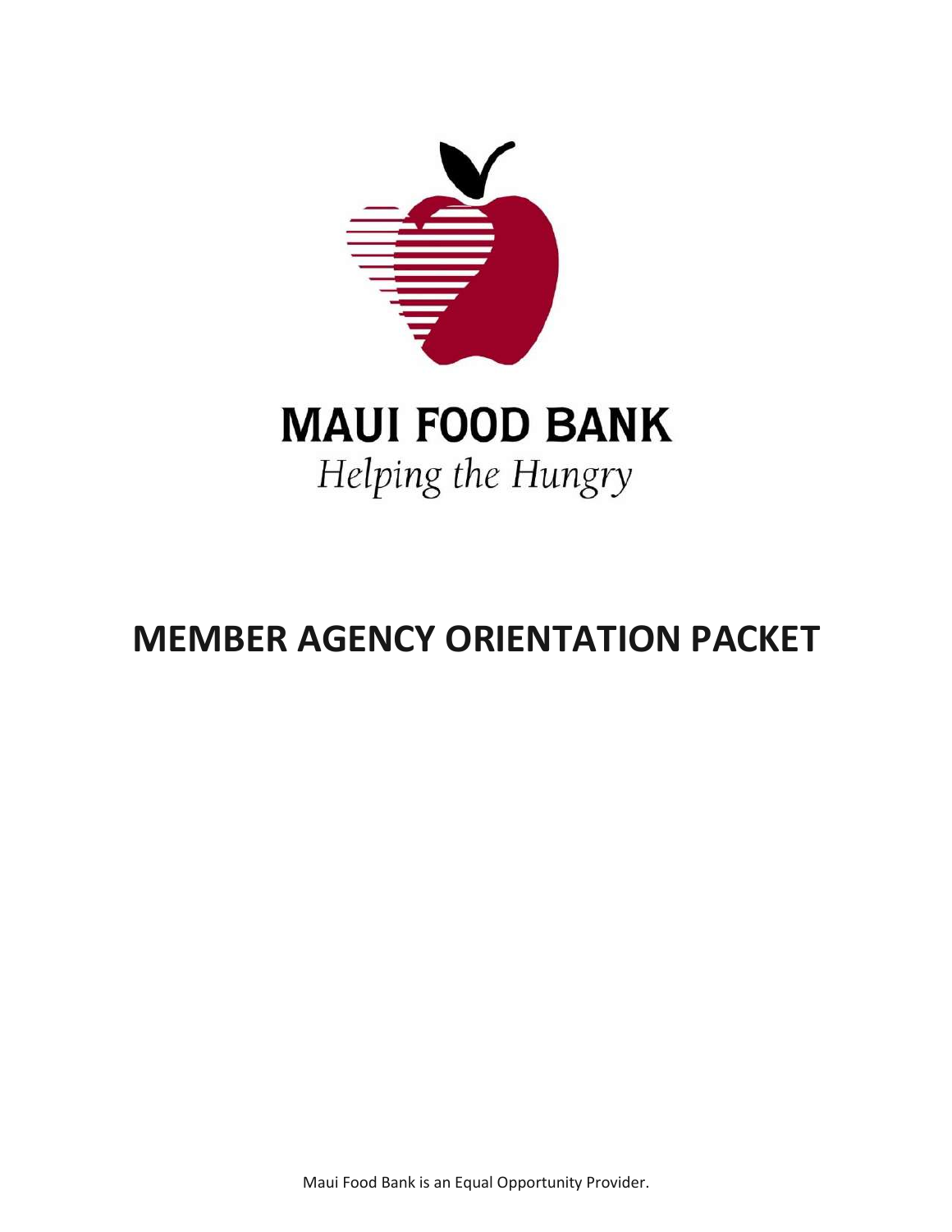# MAUI FOOD BANK

*Helping the Hungry*

# MEMBER AGENCY ORIENTATION PACKET

Maui Food Bank is an Equal Opportunity Provider.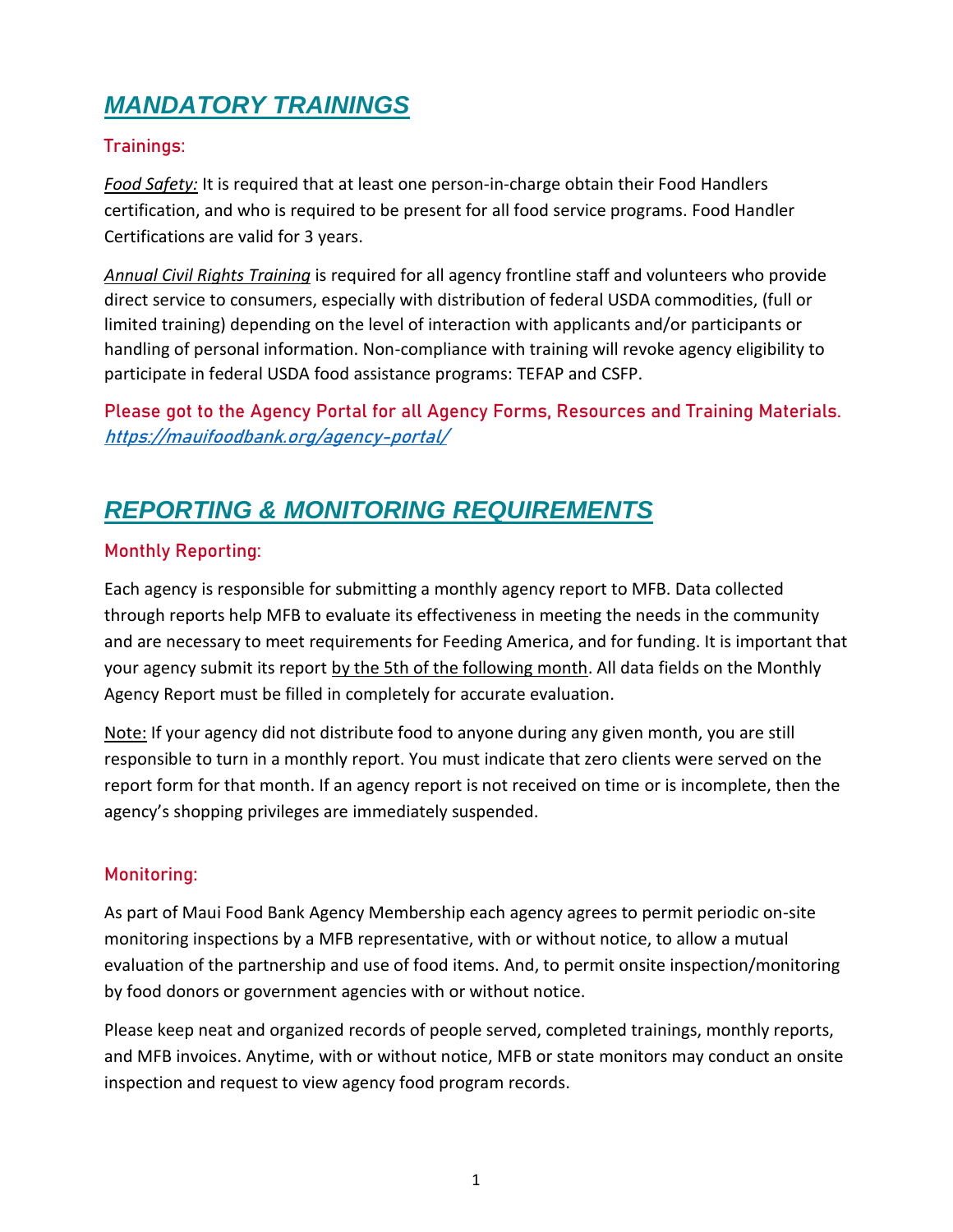# ***MANDATORY TRAININGS***

## Trainings:

*Food Safety:* It is required that at least one person-in-charge obtain their Food Handlers certification, and who is required to be present for all food service programs. Food Handler Certifications are valid for 3 years.

*Annual Civil Rights Training* is required for all agency frontline staff and volunteers who provide direct service to consumers, especially with distribution of federal USDA commodities, (full or limited training) depending on the level of interaction with applicants and/or participants or handling of personal information. Non-compliance with training will revoke agency eligibility to participate in federal USDA food assistance programs: TEFAP and CSFP.

**Please got to the Agency Portal for all Agency Forms, Resources and Training Materials.** ***https://mauifoodbank.org/agency-portal/***

# ***REPORTING & MONITORING REQUIREMENTS***

## Monthly Reporting:

Each agency is responsible for submitting a monthly agency report to MFB. Data collected through reports help MFB to evaluate its effectiveness in meeting the needs in the community and are necessary to meet requirements for Feeding America, and for funding. It is important that your agency submit its report by the 5th of the following month. All data fields on the Monthly Agency Report must be filled in completely for accurate evaluation.

Note: If your agency did not distribute food to anyone during any given month, you are still responsible to turn in a monthly report. You must indicate that zero clients were served on the report form for that month. If an agency report is not received on time or is incomplete, then the agency's shopping privileges are immediately suspended.

## Monitoring:

As part of Maui Food Bank Agency Membership each agency agrees to permit periodic on-site monitoring inspections by a MFB representative, with or without notice, to allow a mutual evaluation of the partnership and use of food items. And, to permit onsite inspection/monitoring by food donors or government agencies with or without notice.

Please keep neat and organized records of people served, completed trainings, monthly reports, and MFB invoices. Anytime, with or without notice, MFB or state monitors may conduct an onsite inspection and request to view agency food program records.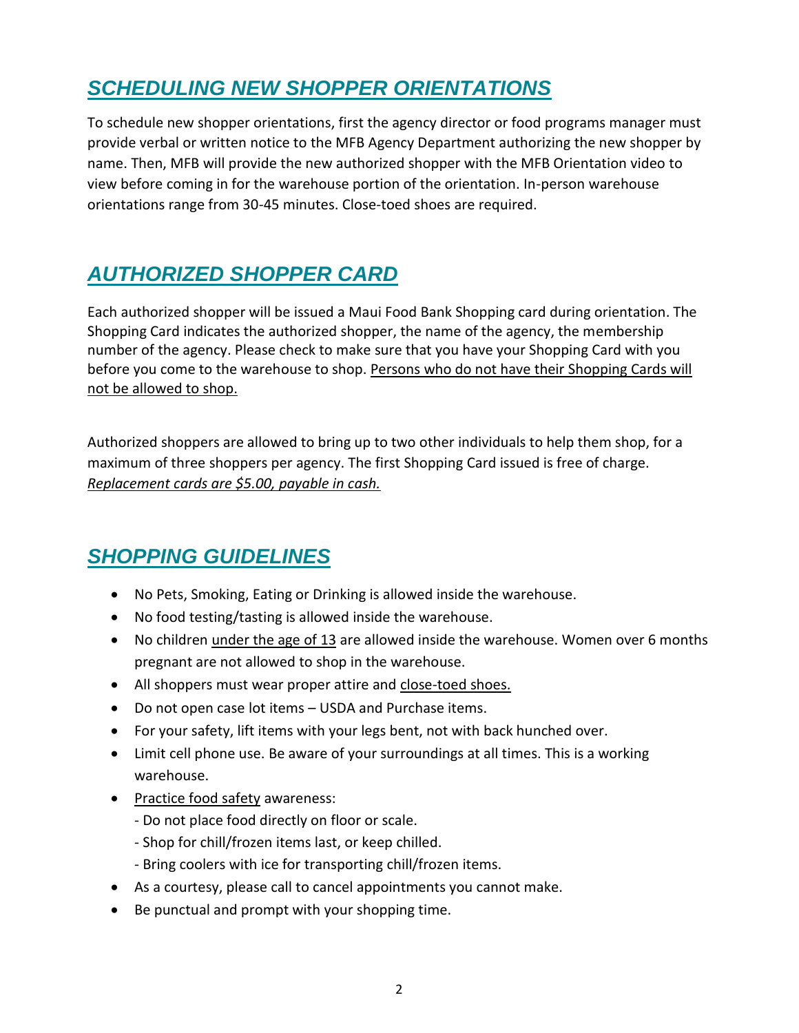## ***SCHEDULING NEW SHOPPER ORIENTATIONS***

To schedule new shopper orientations, first the agency director or food programs manager must provide verbal or written notice to the MFB Agency Department authorizing the new shopper by name. Then, MFB will provide the new authorized shopper with the MFB Orientation video to view before coming in for the warehouse portion of the orientation. In-person warehouse orientations range from 30-45 minutes. Close-toed shoes are required.

## ***AUTHORIZED SHOPPER CARD***

Each authorized shopper will be issued a Maui Food Bank Shopping card during orientation. The Shopping Card indicates the authorized shopper, the name of the agency, the membership number of the agency. Please check to make sure that you have your Shopping Card with you before you come to the warehouse to shop. Persons who do not have their Shopping Cards will not be allowed to shop.

Authorized shoppers are allowed to bring up to two other individuals to help them shop, for a maximum of three shoppers per agency. The first Shopping Card issued is free of charge. *Replacement cards are $5.00, payable in cash.*

## ***SHOPPING GUIDELINES***

- No Pets, Smoking, Eating or Drinking is allowed inside the warehouse.
- No food testing/tasting is allowed inside the warehouse.
- No children under the age of 13 are allowed inside the warehouse. Women over 6 months pregnant are not allowed to shop in the warehouse.
- All shoppers must wear proper attire and close-toed shoes.
- Do not open case lot items – USDA and Purchase items.
- For your safety, lift items with your legs bent, not with back hunched over.
- Limit cell phone use. Be aware of your surroundings at all times. This is a working warehouse.
- Practice food safety awareness:
  - Do not place food directly on floor or scale.
  - Shop for chill/frozen items last, or keep chilled.
  - Bring coolers with ice for transporting chill/frozen items.
- As a courtesy, please call to cancel appointments you cannot make.
- Be punctual and prompt with your shopping time.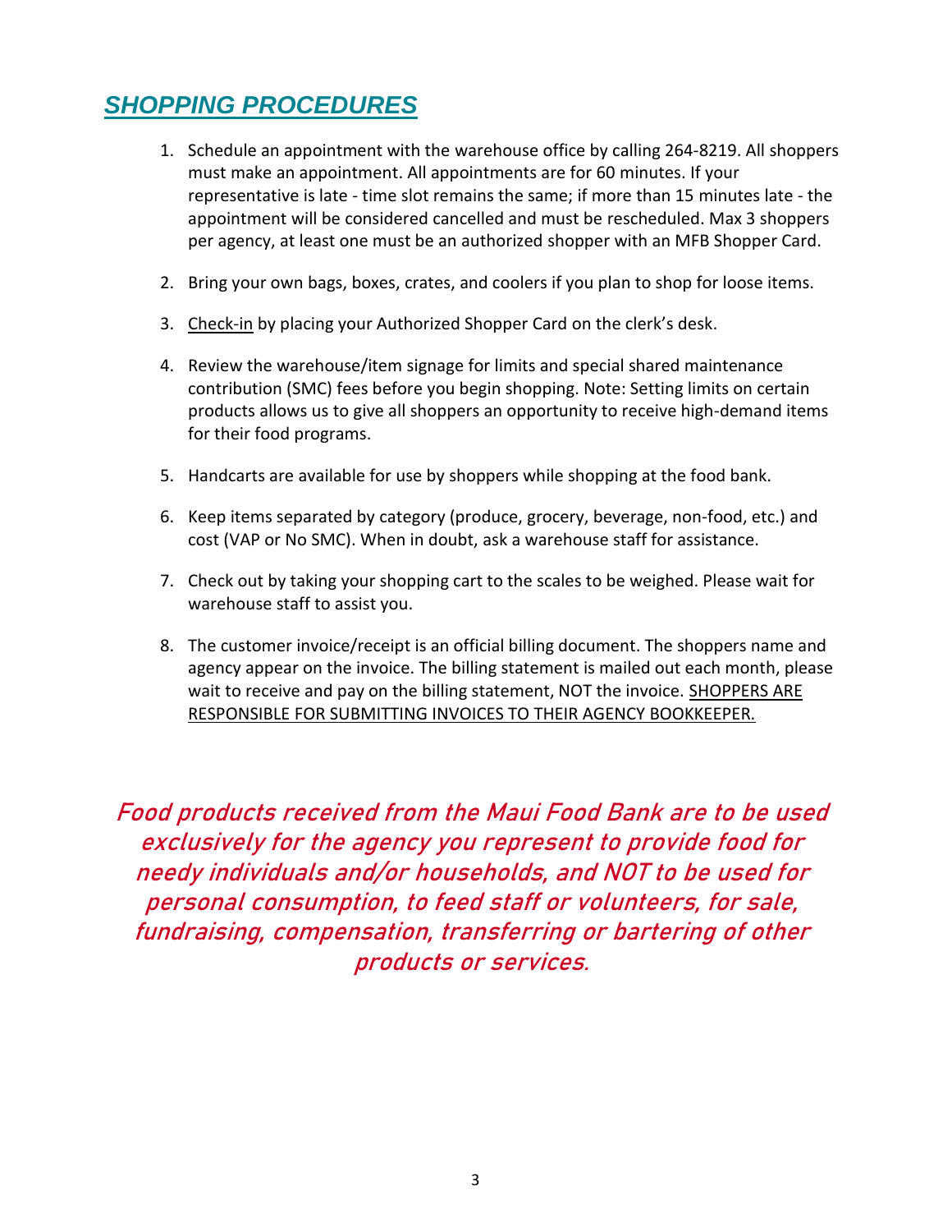## ***SHOPPING PROCEDURES***

1. Schedule an appointment with the warehouse office by calling 264-8219. All shoppers must make an appointment. All appointments are for 60 minutes. If your representative is late - time slot remains the same; if more than 15 minutes late - the appointment will be considered cancelled and must be rescheduled. Max 3 shoppers per agency, at least one must be an authorized shopper with an MFB Shopper Card.

2. Bring your own bags, boxes, crates, and coolers if you plan to shop for loose items.

3. Check-in by placing your Authorized Shopper Card on the clerk's desk.

4. Review the warehouse/item signage for limits and special shared maintenance contribution (SMC) fees before you begin shopping. Note: Setting limits on certain products allows us to give all shoppers an opportunity to receive high-demand items for their food programs.

5. Handcarts are available for use by shoppers while shopping at the food bank.

6. Keep items separated by category (produce, grocery, beverage, non-food, etc.) and cost (VAP or No SMC). When in doubt, ask a warehouse staff for assistance.

7. Check out by taking your shopping cart to the scales to be weighed. Please wait for warehouse staff to assist you.

8. The customer invoice/receipt is an official billing document. The shoppers name and agency appear on the invoice. The billing statement is mailed out each month, please wait to receive and pay on the billing statement, NOT the invoice. SHOPPERS ARE RESPONSIBLE FOR SUBMITTING INVOICES TO THEIR AGENCY BOOKKEEPER.

*Food products received from the Maui Food Bank are to be used exclusively for the agency you represent to provide food for needy individuals and/or households, and NOT to be used for personal consumption, to feed staff or volunteers, for sale, fundraising, compensation, transferring or bartering of other products or services.*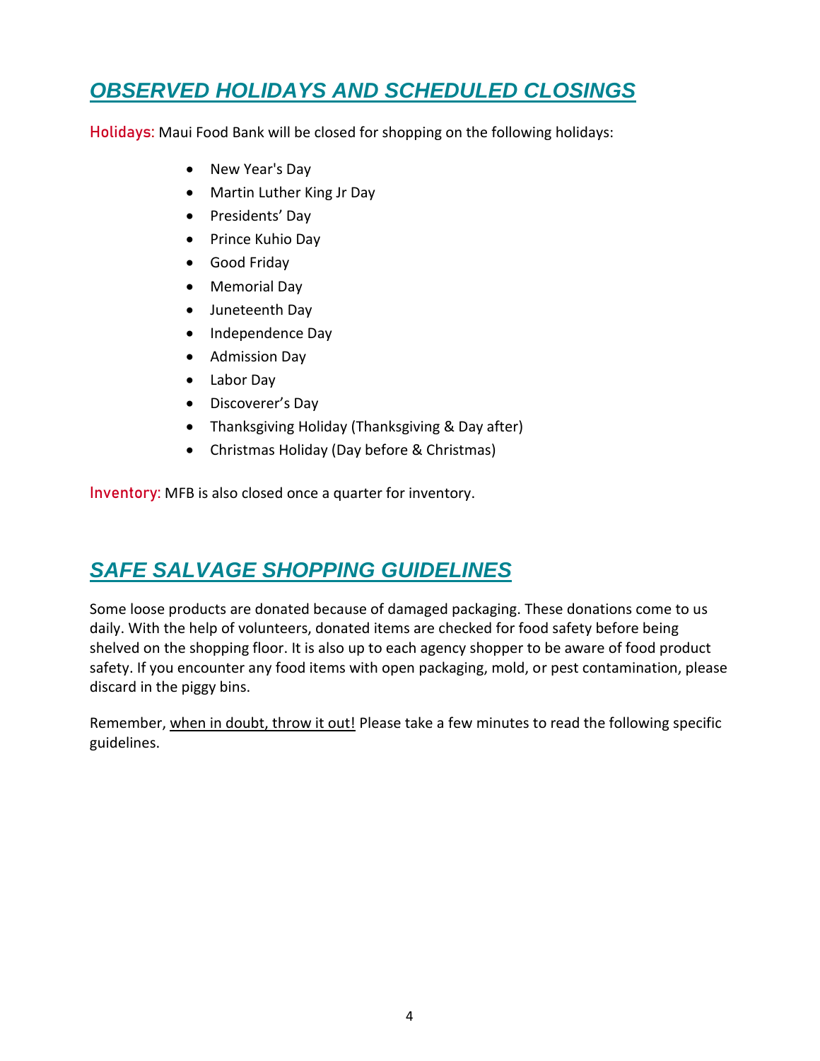## ***OBSERVED HOLIDAYS AND SCHEDULED CLOSINGS***

**Holidays:** Maui Food Bank will be closed for shopping on the following holidays:

- New Year's Day
- Martin Luther King Jr Day
- Presidents' Day
- Prince Kuhio Day
- Good Friday
- Memorial Day
- Juneteenth Day
- Independence Day
- Admission Day
- Labor Day
- Discoverer's Day
- Thanksgiving Holiday (Thanksgiving & Day after)
- Christmas Holiday (Day before & Christmas)

**Inventory:** MFB is also closed once a quarter for inventory.

## ***SAFE SALVAGE SHOPPING GUIDELINES***

Some loose products are donated because of damaged packaging. These donations come to us daily. With the help of volunteers, donated items are checked for food safety before being shelved on the shopping floor. It is also up to each agency shopper to be aware of food product safety. If you encounter any food items with open packaging, mold, or pest contamination, please discard in the piggy bins.

Remember, <u>when in doubt, throw it out!</u> Please take a few minutes to read the following specific guidelines.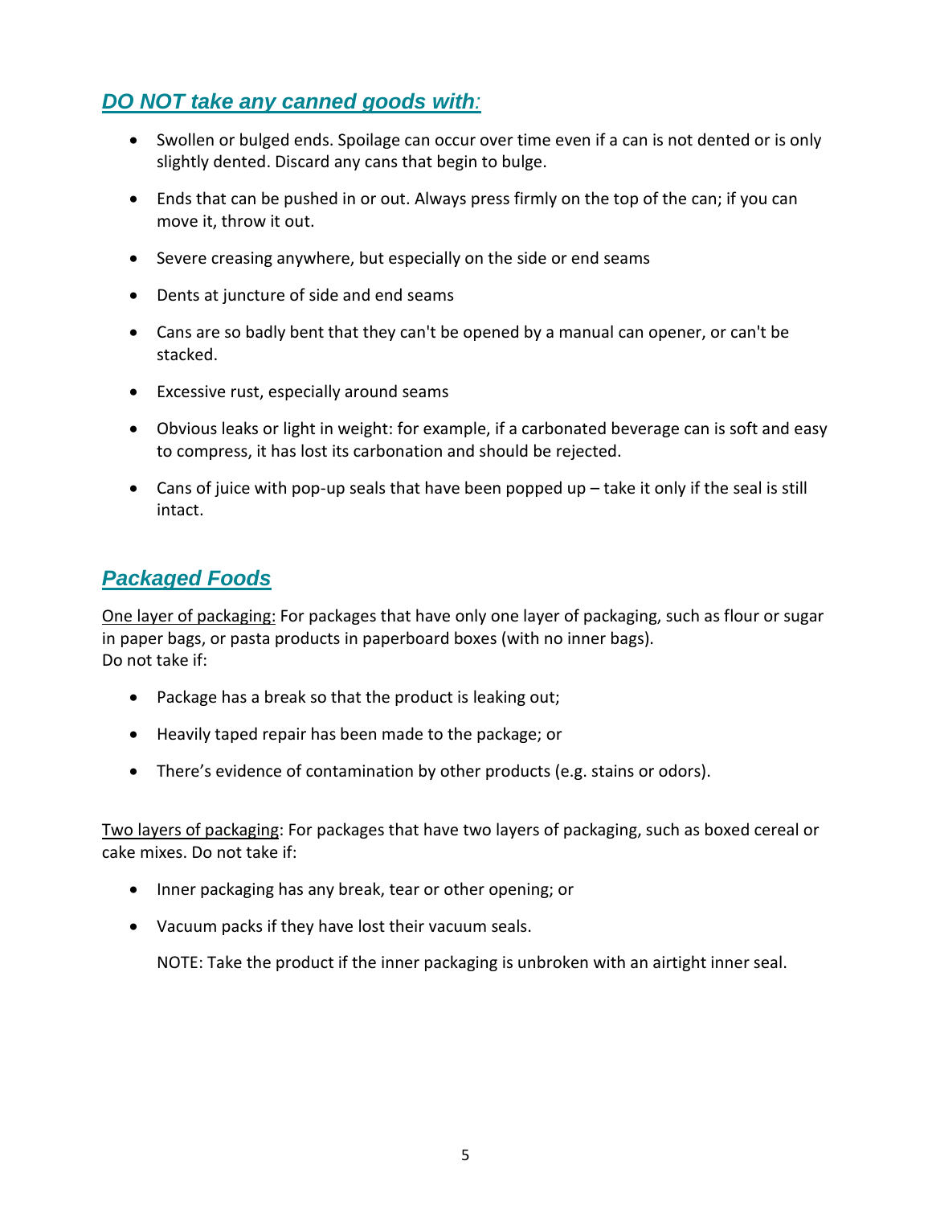## ***DO NOT take any canned goods with:***

- Swollen or bulged ends. Spoilage can occur over time even if a can is not dented or is only slightly dented. Discard any cans that begin to bulge.
- Ends that can be pushed in or out. Always press firmly on the top of the can; if you can move it, throw it out.
- Severe creasing anywhere, but especially on the side or end seams
- Dents at juncture of side and end seams
- Cans are so badly bent that they can't be opened by a manual can opener, or can't be stacked.
- Excessive rust, especially around seams
- Obvious leaks or light in weight: for example, if a carbonated beverage can is soft and easy to compress, it has lost its carbonation and should be rejected.
- Cans of juice with pop-up seals that have been popped up – take it only if the seal is still intact.

## ***Packaged Foods***

One layer of packaging: For packages that have only one layer of packaging, such as flour or sugar in paper bags, or pasta products in paperboard boxes (with no inner bags).
Do not take if:

- Package has a break so that the product is leaking out;
- Heavily taped repair has been made to the package; or
- There's evidence of contamination by other products (e.g. stains or odors).

Two layers of packaging: For packages that have two layers of packaging, such as boxed cereal or cake mixes. Do not take if:

- Inner packaging has any break, tear or other opening; or
- Vacuum packs if they have lost their vacuum seals.

  NOTE: Take the product if the inner packaging is unbroken with an airtight inner seal.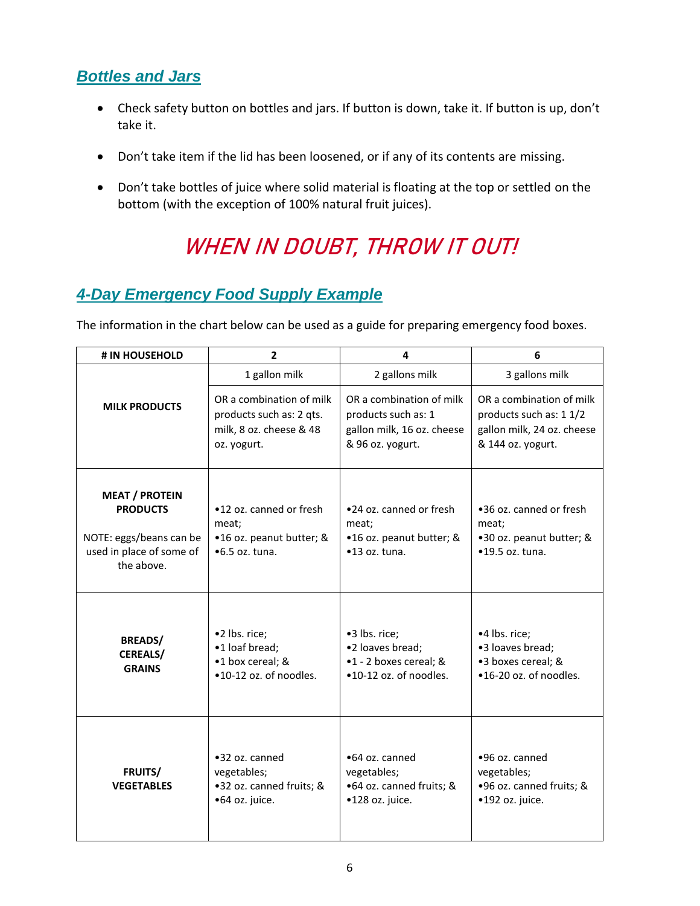## *Bottles and Jars*

- Check safety button on bottles and jars. If button is down, take it. If button is up, don't take it.
- Don't take item if the lid has been loosened, or if any of its contents are missing.
- Don't take bottles of juice where solid material is floating at the top or settled on the bottom (with the exception of 100% natural fruit juices).

# *WHEN IN DOUBT, THROW IT OUT!*

## *4-Day Emergency Food Supply Example*

The information in the chart below can be used as a guide for preparing emergency food boxes.

| # IN HOUSEHOLD | 2 | 4 | 6 |
|---|---|---|---|
| **MILK PRODUCTS** | 1 gallon milk<br><br>OR a combination of milk products such as: 2 qts. milk, 8 oz. cheese & 48 oz. yogurt. | 2 gallons milk<br><br>OR a combination of milk products such as: 1 gallon milk, 16 oz. cheese & 96 oz. yogurt. | 3 gallons milk<br><br>OR a combination of milk products such as: 1 1/2 gallon milk, 24 oz. cheese & 144 oz. yogurt. |
| **MEAT / PROTEIN PRODUCTS**<br><br>NOTE: eggs/beans can be used in place of some of the above. | •12 oz. canned or fresh meat;<br>•16 oz. peanut butter; &<br>•6.5 oz. tuna. | •24 oz. canned or fresh meat;<br>•16 oz. peanut butter; &<br>•13 oz. tuna. | •36 oz. canned or fresh meat;<br>•30 oz. peanut butter; &<br>•19.5 oz. tuna. |
| **BREADS/ CEREALS/ GRAINS** | •2 lbs. rice;<br>•1 loaf bread;<br>•1 box cereal; &<br>•10-12 oz. of noodles. | •3 lbs. rice;<br>•2 loaves bread;<br>•1 - 2 boxes cereal; &<br>•10-12 oz. of noodles. | •4 lbs. rice;<br>•3 loaves bread;<br>•3 boxes cereal; &<br>•16-20 oz. of noodles. |
| **FRUITS/ VEGETABLES** | •32 oz. canned vegetables;<br>•32 oz. canned fruits; &<br>•64 oz. juice. | •64 oz. canned vegetables;<br>•64 oz. canned fruits; &<br>•128 oz. juice. | •96 oz. canned vegetables;<br>•96 oz. canned fruits; &<br>•192 oz. juice. |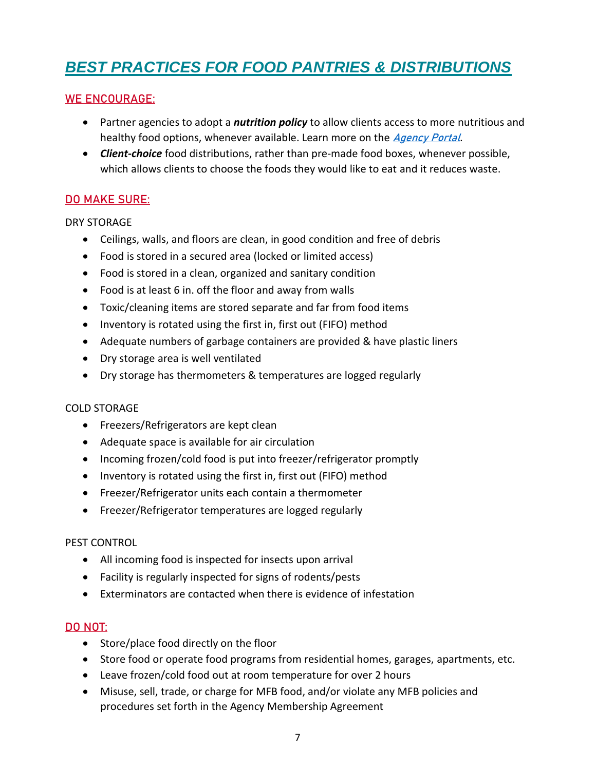# ***BEST PRACTICES FOR FOOD PANTRIES & DISTRIBUTIONS***

## WE ENCOURAGE:

- Partner agencies to adopt a ***nutrition policy*** to allow clients access to more nutritious and healthy food options, whenever available. Learn more on the *Agency Portal*.
- ***Client-choice*** food distributions, rather than pre-made food boxes, whenever possible, which allows clients to choose the foods they would like to eat and it reduces waste.

## DO MAKE SURE:

DRY STORAGE

- Ceilings, walls, and floors are clean, in good condition and free of debris
- Food is stored in a secured area (locked or limited access)
- Food is stored in a clean, organized and sanitary condition
- Food is at least 6 in. off the floor and away from walls
- Toxic/cleaning items are stored separate and far from food items
- Inventory is rotated using the first in, first out (FIFO) method
- Adequate numbers of garbage containers are provided & have plastic liners
- Dry storage area is well ventilated
- Dry storage has thermometers & temperatures are logged regularly

COLD STORAGE

- Freezers/Refrigerators are kept clean
- Adequate space is available for air circulation
- Incoming frozen/cold food is put into freezer/refrigerator promptly
- Inventory is rotated using the first in, first out (FIFO) method
- Freezer/Refrigerator units each contain a thermometer
- Freezer/Refrigerator temperatures are logged regularly

PEST CONTROL

- All incoming food is inspected for insects upon arrival
- Facility is regularly inspected for signs of rodents/pests
- Exterminators are contacted when there is evidence of infestation

## DO NOT:

- Store/place food directly on the floor
- Store food or operate food programs from residential homes, garages, apartments, etc.
- Leave frozen/cold food out at room temperature for over 2 hours
- Misuse, sell, trade, or charge for MFB food, and/or violate any MFB policies and procedures set forth in the Agency Membership Agreement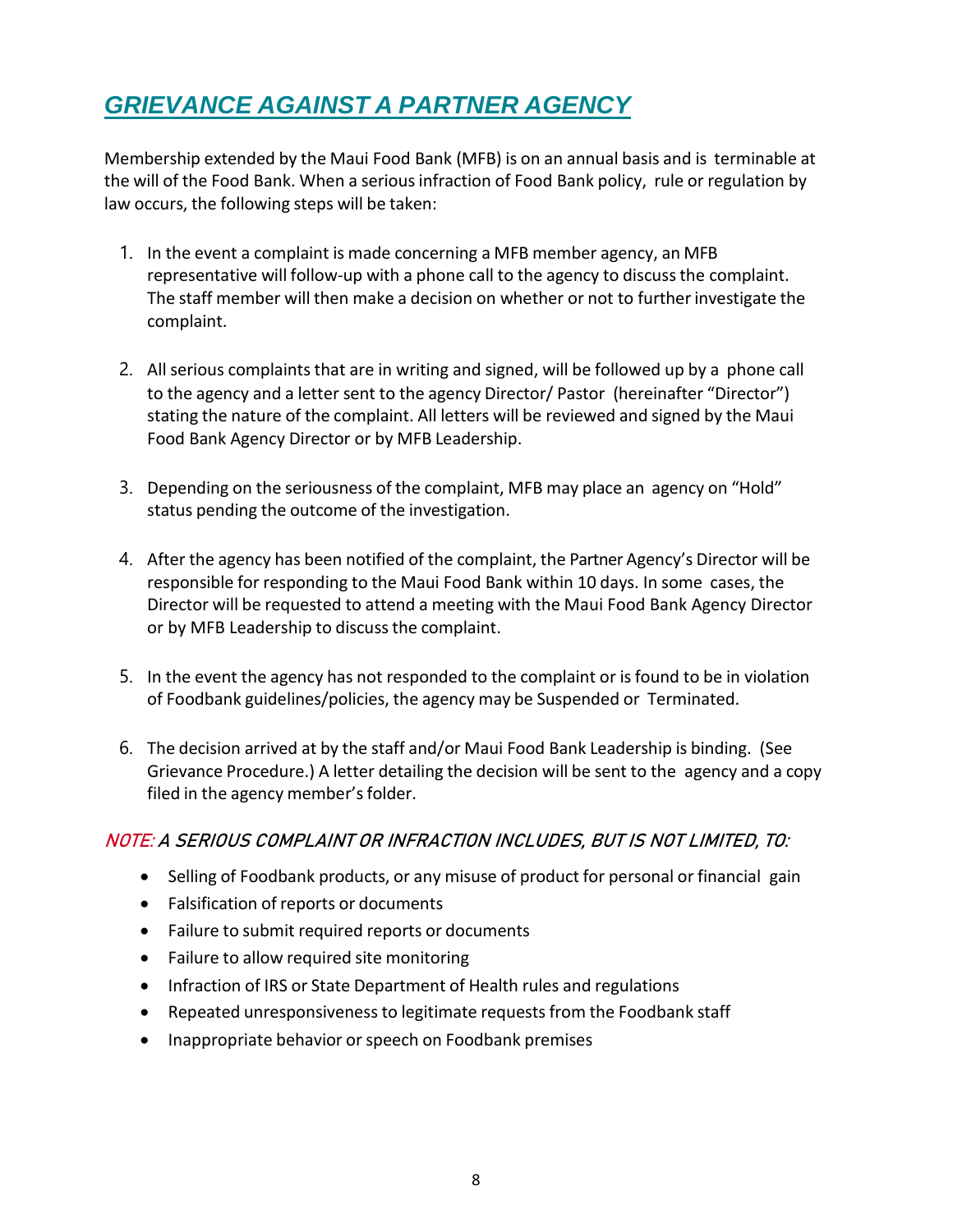## *GRIEVANCE AGAINST A PARTNER AGENCY*

Membership extended by the Maui Food Bank (MFB) is on an annual basis and is terminable at the will of the Food Bank. When a serious infraction of Food Bank policy, rule or regulation by law occurs, the following steps will be taken:

1. In the event a complaint is made concerning a MFB member agency, an MFB representative will follow-up with a phone call to the agency to discuss the complaint. The staff member will then make a decision on whether or not to further investigate the complaint.

2. All serious complaints that are in writing and signed, will be followed up by a phone call to the agency and a letter sent to the agency Director/ Pastor (hereinafter "Director") stating the nature of the complaint. All letters will be reviewed and signed by the Maui Food Bank Agency Director or by MFB Leadership.

3. Depending on the seriousness of the complaint, MFB may place an agency on "Hold" status pending the outcome of the investigation.

4. After the agency has been notified of the complaint, the Partner Agency's Director will be responsible for responding to the Maui Food Bank within 10 days. In some cases, the Director will be requested to attend a meeting with the Maui Food Bank Agency Director or by MFB Leadership to discuss the complaint.

5. In the event the agency has not responded to the complaint or is found to be in violation of Foodbank guidelines/policies, the agency may be Suspended or Terminated.

6. The decision arrived at by the staff and/or Maui Food Bank Leadership is binding. (See Grievance Procedure.) A letter detailing the decision will be sent to the agency and a copy filed in the agency member's folder.

***NOTE: A SERIOUS COMPLAINT OR INFRACTION INCLUDES, BUT IS NOT LIMITED, TO:***

- Selling of Foodbank products, or any misuse of product for personal or financial gain
- Falsification of reports or documents
- Failure to submit required reports or documents
- Failure to allow required site monitoring
- Infraction of IRS or State Department of Health rules and regulations
- Repeated unresponsiveness to legitimate requests from the Foodbank staff
- Inappropriate behavior or speech on Foodbank premises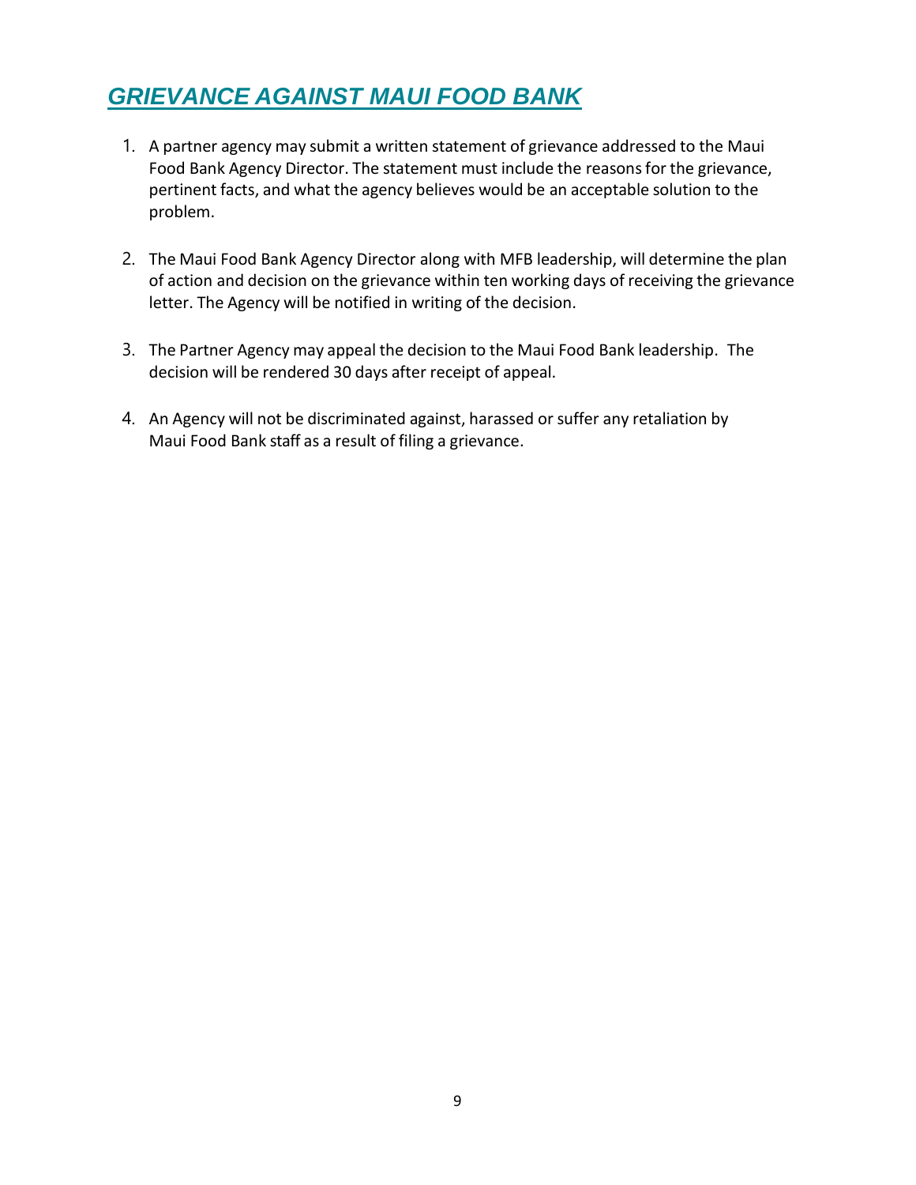## *GRIEVANCE AGAINST MAUI FOOD BANK*

1. A partner agency may submit a written statement of grievance addressed to the Maui Food Bank Agency Director. The statement must include the reasons for the grievance, pertinent facts, and what the agency believes would be an acceptable solution to the problem.

2. The Maui Food Bank Agency Director along with MFB leadership, will determine the plan of action and decision on the grievance within ten working days of receiving the grievance letter. The Agency will be notified in writing of the decision.

3. The Partner Agency may appeal the decision to the Maui Food Bank leadership. The decision will be rendered 30 days after receipt of appeal.

4. An Agency will not be discriminated against, harassed or suffer any retaliation by Maui Food Bank staff as a result of filing a grievance.